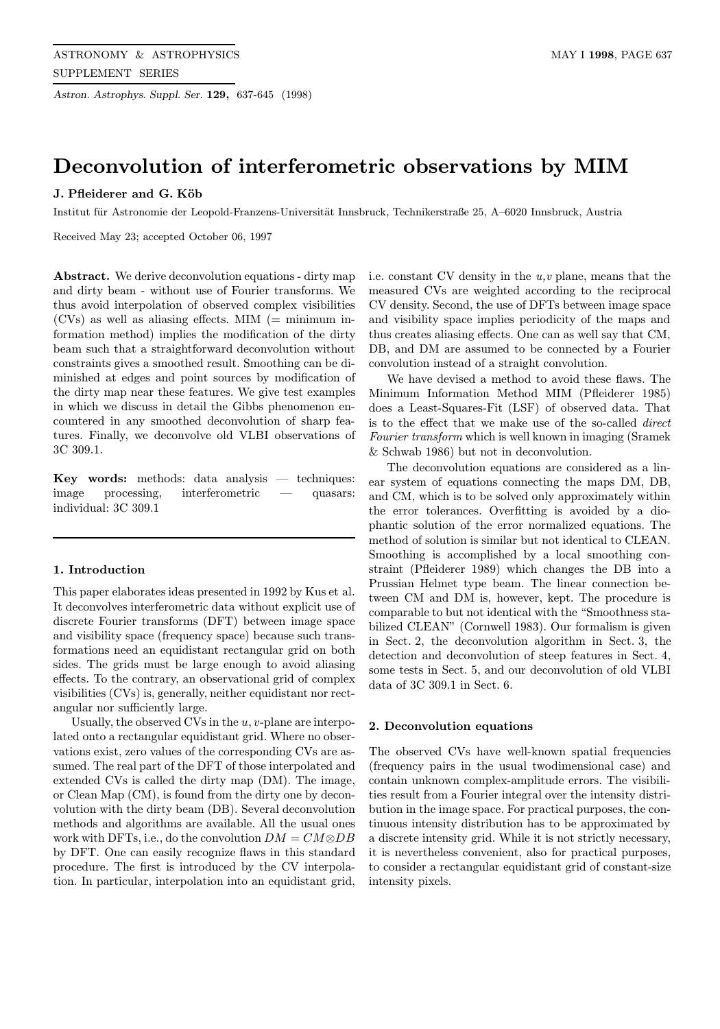# Deconvolution of interferometric observations by MIM

**J. Pfleiderer and G. Köb**

Institut für Astronomie der Leopold-Franzens-Universität Innsbruck, Technikerstraße 25, A–6020 Innsbruck, Austria

Received May 23; accepted October 06, 1997

**Abstract.** We derive deconvolution equations - dirty map and dirty beam - without use of Fourier transforms. We thus avoid interpolation of observed complex visibilities (CVs) as well as aliasing effects. MIM (= minimum information method) implies the modification of the dirty beam such that a straightforward deconvolution without constraints gives a smoothed result. Smoothing can be diminished at edges and point sources by modification of the dirty map near these features. We give test examples in which we discuss in detail the Gibbs phenomenon encountered in any smoothed deconvolution of sharp features. Finally, we deconvolve old VLBI observations of 3C 309.1.

**Key words:** methods: data analysis — techniques: image processing, interferometric — quasars: individual: 3C 309.1

## 1. Introduction

This paper elaborates ideas presented in 1992 by Kus et al. It deconvolves interferometric data without explicit use of discrete Fourier transforms (DFT) between image space and visibility space (frequency space) because such transformations need an equidistant rectangular grid on both sides. The grids must be large enough to avoid aliasing effects. To the contrary, an observational grid of complex visibilities (CVs) is, generally, neither equidistant nor rectangular nor sufficiently large.

Usually, the observed CVs in the $u,v$-plane are interpolated onto a rectangular equidistant grid. Where no observations exist, zero values of the corresponding CVs are assumed. The real part of the DFT of those interpolated and extended CVs is called the dirty map (DM). The image, or Clean Map (CM), is found from the dirty one by deconvolution with the dirty beam (DB). Several deconvolution methods and algorithms are available. All the usual ones work with DFTs, i.e., do the convolution $DM = CM \otimes DB$ by DFT. One can easily recognize flaws in this standard procedure. The first is introduced by the CV interpolation. In particular, interpolation into an equidistant grid, i.e. constant CV density in the $u$,$v$ plane, means that the measured CVs are weighted according to the reciprocal CV density. Second, the use of DFTs between image space and visibility space implies periodicity of the maps and thus creates aliasing effects. One can as well say that CM, DB, and DM are assumed to be connected by a Fourier convolution instead of a straight convolution.

We have devised a method to avoid these flaws. The Minimum Information Method MIM (Pfleiderer 1985) does a Least-Squares-Fit (LSF) of observed data. That is to the effect that we make use of the so-called *direct Fourier transform* which is well known in imaging (Sramek & Schwab 1986) but not in deconvolution.

The deconvolution equations are considered as a linear system of equations connecting the maps DM, DB, and CM, which is to be solved only approximately within the error tolerances. Overfitting is avoided by a diophantic solution of the error normalized equations. The method of solution is similar but not identical to CLEAN. Smoothing is accomplished by a local smoothing constraint (Pfleiderer 1989) which changes the DB into a Prussian Helmet type beam. The linear connection between CM and DM is, however, kept. The procedure is comparable to but not identical with the "Smoothness stabilized CLEAN" (Cornwell 1983). Our formalism is given in Sect. 2, the deconvolution algorithm in Sect. 3, the detection and deconvolution of steep features in Sect. 4, some tests in Sect. 5, and our deconvolution of old VLBI data of 3C 309.1 in Sect. 6.

## 2. Deconvolution equations

The observed CVs have well-known spatial frequencies (frequency pairs in the usual twodimensional case) and contain unknown complex-amplitude errors. The visibilities result from a Fourier integral over the intensity distribution in the image space. For practical purposes, the continuous intensity distribution has to be approximated by a discrete intensity grid. While it is not strictly necessary, it is nevertheless convenient, also for practical purposes, to consider a rectangular equidistant grid of constant-size intensity pixels.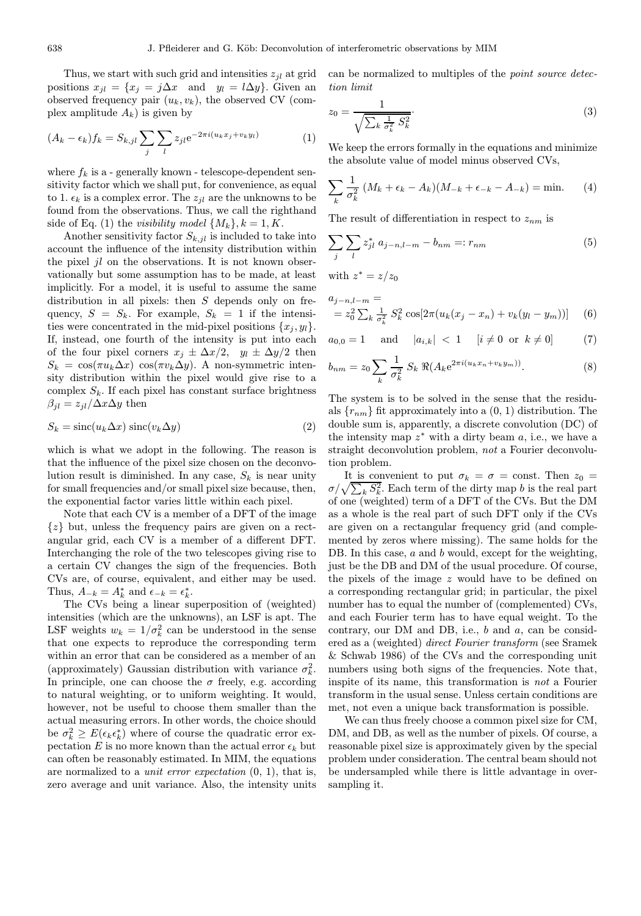Thus, we start with such grid and intensities $z_{jl}$ at grid positions $x_{jl} = \{x_j = j\Delta x \quad \text{and} \quad y_l = l\Delta y\}$. Given an observed frequency pair $(u_k, v_k)$, the observed CV (complex amplitude $A_k$) is given by

$$(A_k - \epsilon_k) f_k = S_{k,jl} \sum_j \sum_l z_{jl} \mathrm{e}^{-2\pi i (u_k x_j + v_k y_l)} \tag{1}$$

where $f_k$ is a - generally known - telescope-dependent sensitivity factor which we shall put, for convenience, as equal to 1. $\epsilon_k$ is a complex error. The $z_{jl}$ are the unknowns to be found from the observations. Thus, we call the righthand side of Eq. (1) the *visibility model* $\{M_k\}, k = 1, K$.

Another sensitivity factor $S_{k,jl}$ is included to take into account the influence of the intensity distribution within the pixel $jl$ on the observations. It is not known observationally but some assumption has to be made, at least implicitly. For a model, it is useful to assume the same distribution in all pixels: then $S$ depends only on frequency, $S = S_k$. For example, $S_k = 1$ if the intensities were concentrated in the mid-pixel positions $\{x_j, y_l\}$. If, instead, one fourth of the intensity is put into each of the four pixel corners $x_j \pm \Delta x/2$, $y_l \pm \Delta y/2$ then $S_k = \cos(\pi u_k \Delta x)\, \cos(\pi v_k \Delta y)$. A non-symmetric intensity distribution within the pixel would give rise to a complex $S_k$. If each pixel has constant surface brightness $\beta_{jl} = z_{jl}/\Delta x \Delta y$ then

$$S_k = \mathrm{sinc}(u_k \Delta x)\, \mathrm{sinc}(v_k \Delta y) \tag{2}$$

which is what we adopt in the following. The reason is that the influence of the pixel size chosen on the deconvolution result is diminished. In any case, $S_k$ is near unity for small frequencies and/or small pixel size because, then, the exponential factor varies little within each pixel.

Note that each CV is a member of a DFT of the image $\{z\}$ but, unless the frequency pairs are given on a rectangular grid, each CV is a member of a different DFT. Interchanging the role of the two telescopes giving rise to a certain CV changes the sign of the frequencies. Both CVs are, of course, equivalent, and either may be used. Thus, $A_{-k} = A_k^*$ and $\epsilon_{-k} = \epsilon_k^*$.

The CVs being a linear superposition of (weighted) intensities (which are the unknowns), an LSF is apt. The LSF weights $w_k = 1/\sigma_k^2$ can be understood in the sense that one expects to reproduce the corresponding term within an error that can be considered as a member of an (approximately) Gaussian distribution with variance $\sigma_k^2$. In principle, one can choose the $\sigma$ freely, e.g. according to natural weighting, or to uniform weighting. It would, however, not be useful to choose them smaller than the actual measuring errors. In other words, the choice should be $\sigma_k^2 \geq E(\epsilon_k \epsilon_k^*)$ where of course the quadratic error expectation $E$ is no more known than the actual error $\epsilon_k$ but can often be reasonably estimated. In MIM, the equations are normalized to a *unit error expectation* (0, 1), that is, zero average and unit variance. Also, the intensity units can be normalized to multiples of the *point source detection limit*

$$z_0 = \frac{1}{\sqrt{\sum_k \frac{1}{\sigma_k^2} S_k^2}}. \tag{3}$$

We keep the errors formally in the equations and minimize the absolute value of model minus observed CVs,

$$\sum_k \frac{1}{\sigma_k^2} \left(M_k + \epsilon_k - A_k\right)\left(M_{-k} + \epsilon_{-k} - A_{-k}\right) = \min. \tag{4}$$

The result of differentiation in respect to $z_{nm}$ is

$$\sum_j \sum_l z_{jl}^*\, a_{j-n,l-m} - b_{nm} =: r_{nm} \tag{5}$$

with $z^* = z/z_0$

$$a_{j-n,l-m} = \\ = z_0^2 \textstyle\sum_k \frac{1}{\sigma_k^2} S_k^2 \cos[2\pi(u_k(x_j - x_n) + v_k(y_l - y_m))] \tag{6}$$

$$a_{0,0} = 1 \quad \text{and} \quad |a_{i,k}| < 1 \quad [i \neq 0 \text{ or } k \neq 0] \tag{7}$$

$$b_{nm} = z_0 \sum_k \frac{1}{\sigma_k^2} S_k\, \Re(A_k \mathrm{e}^{2\pi i (u_k x_n + v_k y_m)}). \tag{8}$$

The system is to be solved in the sense that the residuals $\{r_{nm}\}$ fit approximately into a (0, 1) distribution. The double sum is, apparently, a discrete convolution (DC) of the intensity map $z^*$ with a dirty beam $a$, i.e., we have a straight deconvolution problem, *not* a Fourier deconvolution problem.

It is convenient to put $\sigma_k = \sigma = \text{const}$. Then $z_0 = \sigma/\sqrt{\sum_k S_k^2}$. Each term of the dirty map $b$ is the real part of one (weighted) term of a DFT of the CVs. But the DM as a whole is the real part of such DFT only if the CVs are given on a rectangular frequency grid (and complemented by zeros where missing). The same holds for the DB. In this case, $a$ and $b$ would, except for the weighting, just be the DB and DM of the usual procedure. Of course, the pixels of the image $z$ would have to be defined on a corresponding rectangular grid; in particular, the pixel number has to equal the number of (complemented) CVs, and each Fourier term has to have equal weight. To the contrary, our DM and DB, i.e., $b$ and $a$, can be considered as a (weighted) *direct Fourier transform* (see Sramek & Schwab 1986) of the CVs and the corresponding unit numbers using both signs of the frequencies. Note that, inspite of its name, this transformation is *not* a Fourier transform in the usual sense. Unless certain conditions are met, not even a unique back transformation is possible.

We can thus freely choose a common pixel size for CM, DM, and DB, as well as the number of pixels. Of course, a reasonable pixel size is approximately given by the special problem under consideration. The central beam should not be undersampled while there is little advantage in oversampling it.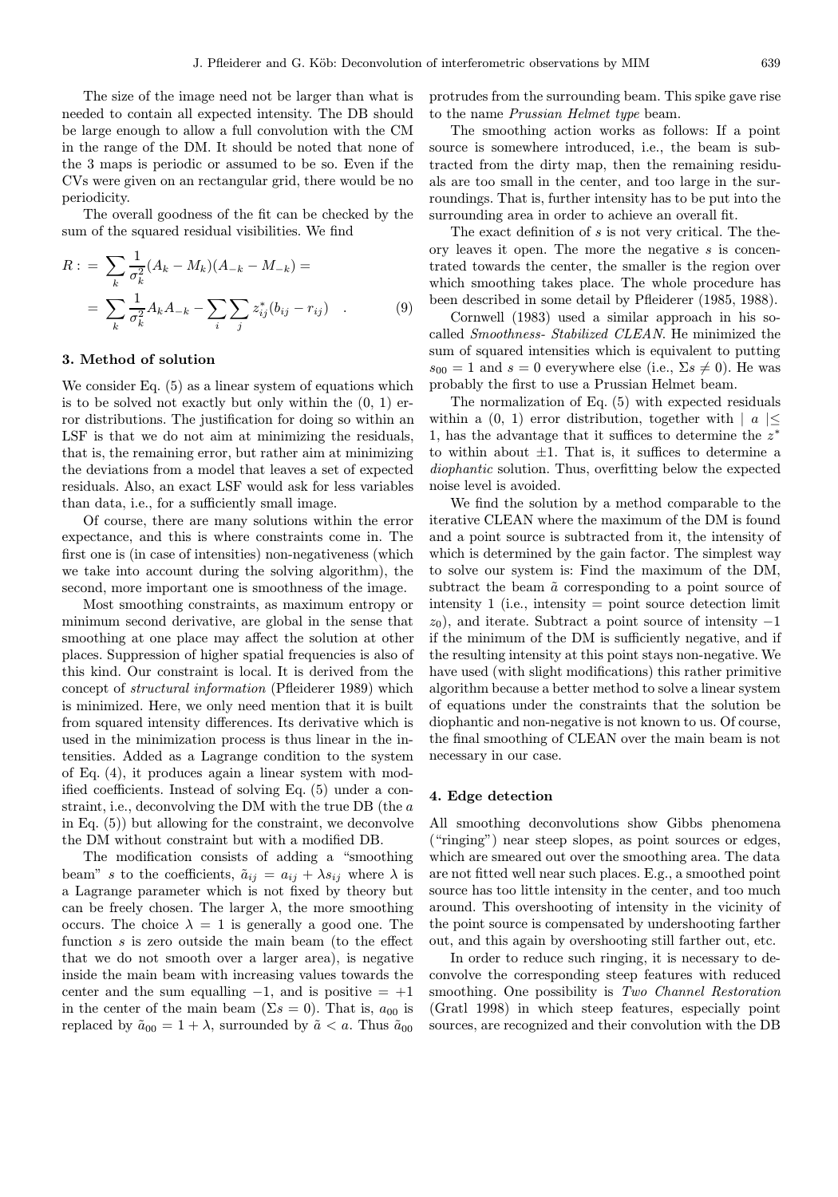The size of the image need not be larger than what is needed to contain all expected intensity. The DB should be large enough to allow a full convolution with the CM in the range of the DM. It should be noted that none of the 3 maps is periodic or assumed to be so. Even if the CVs were given on an rectangular grid, there would be no periodicity.

The overall goodness of the fit can be checked by the sum of the squared residual visibilities. We find

$$
\begin{aligned}
R :=& \sum_k \frac{1}{\sigma_k^2}(A_k - M_k)(A_{-k} - M_{-k}) = \\
=& \sum_k \frac{1}{\sigma_k^2} A_k A_{-k} - \sum_i \sum_j z_{ij}^*(b_{ij} - r_{ij}) \quad . \qquad (9)
\end{aligned}
$$

## 3. Method of solution

We consider Eq. (5) as a linear system of equations which is to be solved not exactly but only within the (0, 1) error distributions. The justification for doing so within an LSF is that we do not aim at minimizing the residuals, that is, the remaining error, but rather aim at minimizing the deviations from a model that leaves a set of expected residuals. Also, an exact LSF would ask for less variables than data, i.e., for a sufficiently small image.

Of course, there are many solutions within the error expectance, and this is where constraints come in. The first one is (in case of intensities) non-negativeness (which we take into account during the solving algorithm), the second, more important one is smoothness of the image.

Most smoothing constraints, as maximum entropy or minimum second derivative, are global in the sense that smoothing at one place may affect the solution at other places. Suppression of higher spatial frequencies is also of this kind. Our constraint is local. It is derived from the concept of *structural information* (Pfleiderer 1989) which is minimized. Here, we only need mention that it is built from squared intensity differences. Its derivative which is used in the minimization process is thus linear in the intensities. Added as a Lagrange condition to the system of Eq. (4), it produces again a linear system with modified coefficients. Instead of solving Eq. (5) under a constraint, i.e., deconvolving the DM with the true DB (the $a$ in Eq. (5)) but allowing for the constraint, we deconvolve the DM without constraint but with a modified DB.

The modification consists of adding a "smoothing beam" $s$ to the coefficients, $\tilde{a}_{ij} = a_{ij} + \lambda s_{ij}$ where $\lambda$ is a Lagrange parameter which is not fixed by theory but can be freely chosen. The larger $\lambda$, the more smoothing occurs. The choice $\lambda = 1$ is generally a good one. The function $s$ is zero outside the main beam (to the effect that we do not smooth over a larger area), is negative inside the main beam with increasing values towards the center and the sum equalling $-1$, and is positive $= +1$ in the center of the main beam ($\Sigma s = 0$). That is, $a_{00}$ is replaced by $\tilde{a}_{00} = 1 + \lambda$, surrounded by $\tilde{a} < a$. Thus $\tilde{a}_{00}$ protrudes from the surrounding beam. This spike gave rise to the name *Prussian Helmet type* beam.

The smoothing action works as follows: If a point source is somewhere introduced, i.e., the beam is subtracted from the dirty map, then the remaining residuals are too small in the center, and too large in the surroundings. That is, further intensity has to be put into the surrounding area in order to achieve an overall fit.

The exact definition of $s$ is not very critical. The theory leaves it open. The more the negative $s$ is concentrated towards the center, the smaller is the region over which smoothing takes place. The whole procedure has been described in some detail by Pfleiderer (1985, 1988).

Cornwell (1983) used a similar approach in his so-called *Smoothness- Stabilized CLEAN*. He minimized the sum of squared intensities which is equivalent to putting $s_{00} = 1$ and $s = 0$ everywhere else (i.e., $\Sigma s \neq 0$). He was probably the first to use a Prussian Helmet beam.

The normalization of Eq. (5) with expected residuals within a (0, 1) error distribution, together with $|\ a\ | \leq 1$, has the advantage that it suffices to determine the $z^*$ to within about $\pm 1$. That is, it suffices to determine a *diophantic* solution. Thus, overfitting below the expected noise level is avoided.

We find the solution by a method comparable to the iterative CLEAN where the maximum of the DM is found and a point source is subtracted from it, the intensity of which is determined by the gain factor. The simplest way to solve our system is: Find the maximum of the DM, subtract the beam $\tilde{a}$ corresponding to a point source of intensity 1 (i.e., intensity = point source detection limit $z_0$), and iterate. Subtract a point source of intensity $-1$ if the minimum of the DM is sufficiently negative, and if the resulting intensity at this point stays non-negative. We have used (with slight modifications) this rather primitive algorithm because a better method to solve a linear system of equations under the constraints that the solution be diophantic and non-negative is not known to us. Of course, the final smoothing of CLEAN over the main beam is not necessary in our case.

## 4. Edge detection

All smoothing deconvolutions show Gibbs phenomena ("ringing") near steep slopes, as point sources or edges, which are smeared out over the smoothing area. The data are not fitted well near such places. E.g., a smoothed point source has too little intensity in the center, and too much around. This overshooting of intensity in the vicinity of the point source is compensated by undershooting farther out, and this again by overshooting still farther out, etc.

In order to reduce such ringing, it is necessary to deconvolve the corresponding steep features with reduced smoothing. One possibility is *Two Channel Restoration* (Gratl 1998) in which steep features, especially point sources, are recognized and their convolution with the DB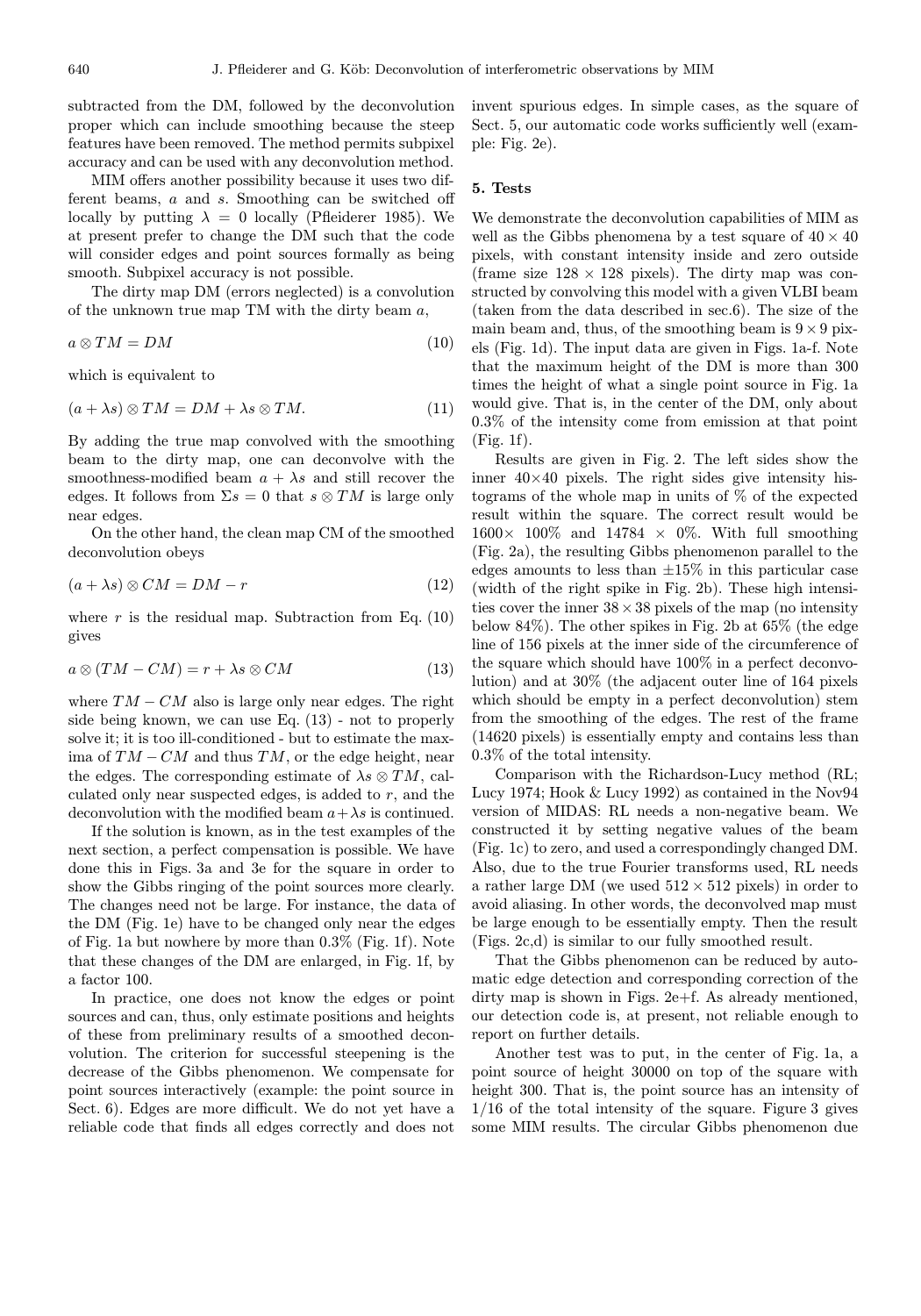subtracted from the DM, followed by the deconvolution proper which can include smoothing because the steep features have been removed. The method permits subpixel accuracy and can be used with any deconvolution method.

MIM offers another possibility because it uses two different beams, $a$ and $s$. Smoothing can be switched off locally by putting $\lambda = 0$ locally (Pfleiderer 1985). We at present prefer to change the DM such that the code will consider edges and point sources formally as being smooth. Subpixel accuracy is not possible.

The dirty map DM (errors neglected) is a convolution of the unknown true map TM with the dirty beam $a$,

$$a \otimes TM = DM \tag{10}$$

which is equivalent to

$$(a + \lambda s) \otimes TM = DM + \lambda s \otimes TM. \tag{11}$$

By adding the true map convolved with the smoothing beam to the dirty map, one can deconvolve with the smoothness-modified beam $a + \lambda s$ and still recover the edges. It follows from $\Sigma s = 0$ that $s \otimes TM$ is large only near edges.

On the other hand, the clean map CM of the smoothed deconvolution obeys

$$(a + \lambda s) \otimes CM = DM - r \tag{12}$$

where $r$ is the residual map. Subtraction from Eq. (10) gives

$$a \otimes (TM - CM) = r + \lambda s \otimes CM \tag{13}$$

where $TM - CM$ also is large only near edges. The right side being known, we can use Eq. (13) - not to properly solve it; it is too ill-conditioned - but to estimate the maxima of $TM - CM$ and thus $TM$, or the edge height, near the edges. The corresponding estimate of $\lambda s \otimes TM$, calculated only near suspected edges, is added to $r$, and the deconvolution with the modified beam $a + \lambda s$ is continued.

If the solution is known, as in the test examples of the next section, a perfect compensation is possible. We have done this in Figs. 3a and 3e for the square in order to show the Gibbs ringing of the point sources more clearly. The changes need not be large. For instance, the data of the DM (Fig. 1e) have to be changed only near the edges of Fig. 1a but nowhere by more than 0.3% (Fig. 1f). Note that these changes of the DM are enlarged, in Fig. 1f, by a factor 100.

In practice, one does not know the edges or point sources and can, thus, only estimate positions and heights of these from preliminary results of a smoothed deconvolution. The criterion for successful steepening is the decrease of the Gibbs phenomenon. We compensate for point sources interactively (example: the point source in Sect. 6). Edges are more difficult. We do not yet have a reliable code that finds all edges correctly and does not invent spurious edges. In simple cases, as the square of Sect. 5, our automatic code works sufficiently well (example: Fig. 2e).

## 5. Tests

We demonstrate the deconvolution capabilities of MIM as well as the Gibbs phenomena by a test square of $40 \times 40$ pixels, with constant intensity inside and zero outside (frame size $128 \times 128$ pixels). The dirty map was constructed by convolving this model with a given VLBI beam (taken from the data described in sec.6). The size of the main beam and, thus, of the smoothing beam is $9 \times 9$ pixels (Fig. 1d). The input data are given in Figs. 1a-f. Note that the maximum height of the DM is more than 300 times the height of what a single point source in Fig. 1a would give. That is, in the center of the DM, only about 0.3% of the intensity come from emission at that point (Fig. 1f).

Results are given in Fig. 2. The left sides show the inner 40×40 pixels. The right sides give intensity histograms of the whole map in units of % of the expected result within the square. The correct result would be $1600\times$ 100% and $14784 \times$ 0%. With full smoothing (Fig. 2a), the resulting Gibbs phenomenon parallel to the edges amounts to less than ±15% in this particular case (width of the right spike in Fig. 2b). These high intensities cover the inner $38 \times 38$ pixels of the map (no intensity below 84%). The other spikes in Fig. 2b at 65% (the edge line of 156 pixels at the inner side of the circumference of the square which should have 100% in a perfect deconvolution) and at 30% (the adjacent outer line of 164 pixels which should be empty in a perfect deconvolution) stem from the smoothing of the edges. The rest of the frame (14620 pixels) is essentially empty and contains less than 0.3% of the total intensity.

Comparison with the Richardson-Lucy method (RL; Lucy 1974; Hook & Lucy 1992) as contained in the Nov94 version of MIDAS: RL needs a non-negative beam. We constructed it by setting negative values of the beam (Fig. 1c) to zero, and used a correspondingly changed DM. Also, due to the true Fourier transforms used, RL needs a rather large DM (we used $512 \times 512$ pixels) in order to avoid aliasing. In other words, the deconvolved map must be large enough to be essentially empty. Then the result (Figs. 2c,d) is similar to our fully smoothed result.

That the Gibbs phenomenon can be reduced by automatic edge detection and corresponding correction of the dirty map is shown in Figs. 2e+f. As already mentioned, our detection code is, at present, not reliable enough to report on further details.

Another test was to put, in the center of Fig. 1a, a point source of height 30000 on top of the square with height 300. That is, the point source has an intensity of 1/16 of the total intensity of the square. Figure 3 gives some MIM results. The circular Gibbs phenomenon due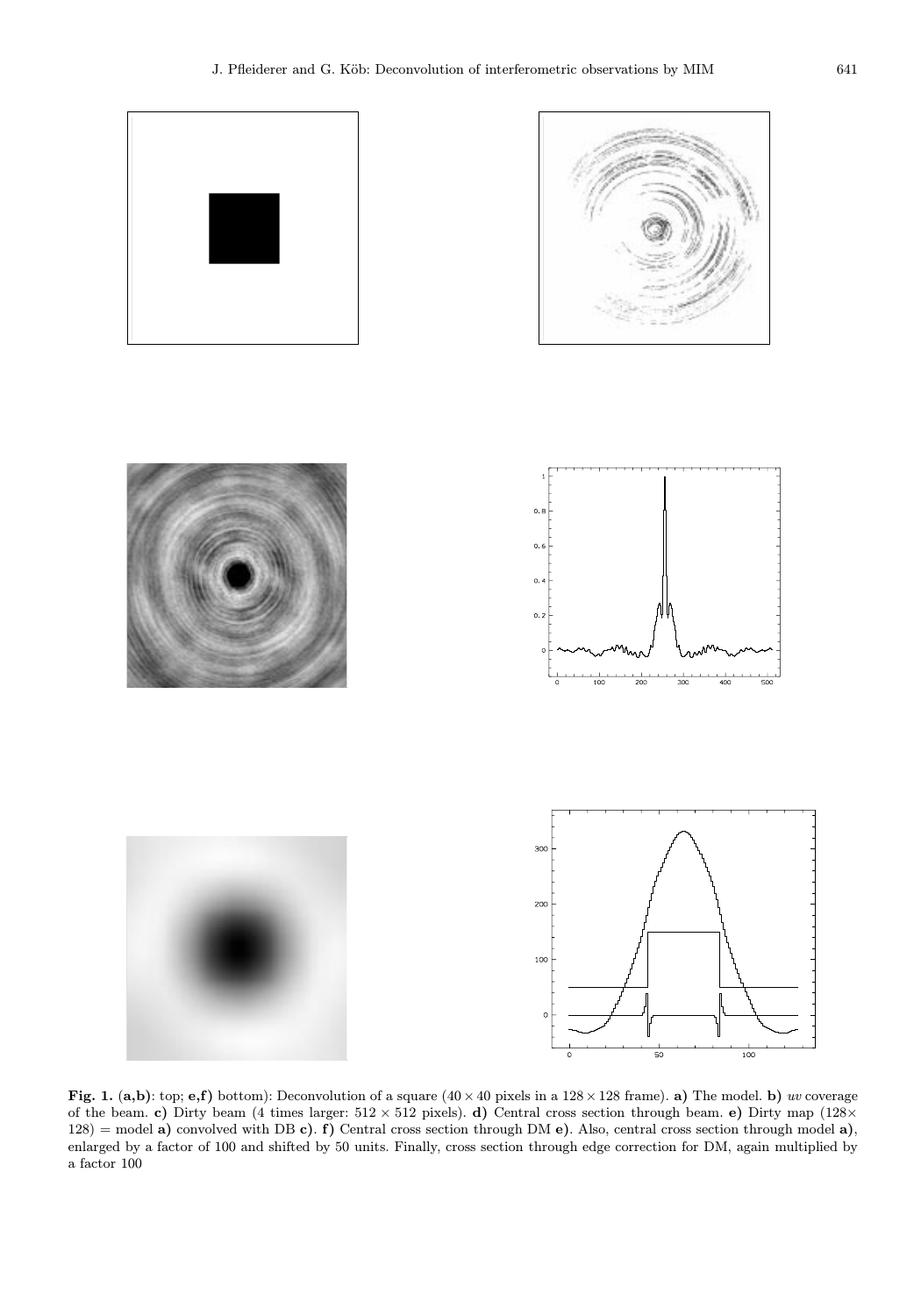1

0.8

0.6

0.4

0.2

0

0 100 200 300 400 500

300

200

100

0

0 50 100

**Fig. 1.** (**a,b**): top; **e,f**) bottom): Deconvolution of a square ($40 \times 40$ pixels in a $128 \times 128$ frame). **a)** The model. **b)** *uv* coverage of the beam. **c)** Dirty beam (4 times larger: $512 \times 512$ pixels). **d)** Central cross section through beam. **e)** Dirty map ($128 \times 128$) = model **a)** convolved with DB **c)**. **f)** Central cross section through DM **e)**. Also, central cross section through model **a)**, enlarged by a factor of 100 and shifted by 50 units. Finally, cross section through edge correction for DM, again multiplied by a factor 100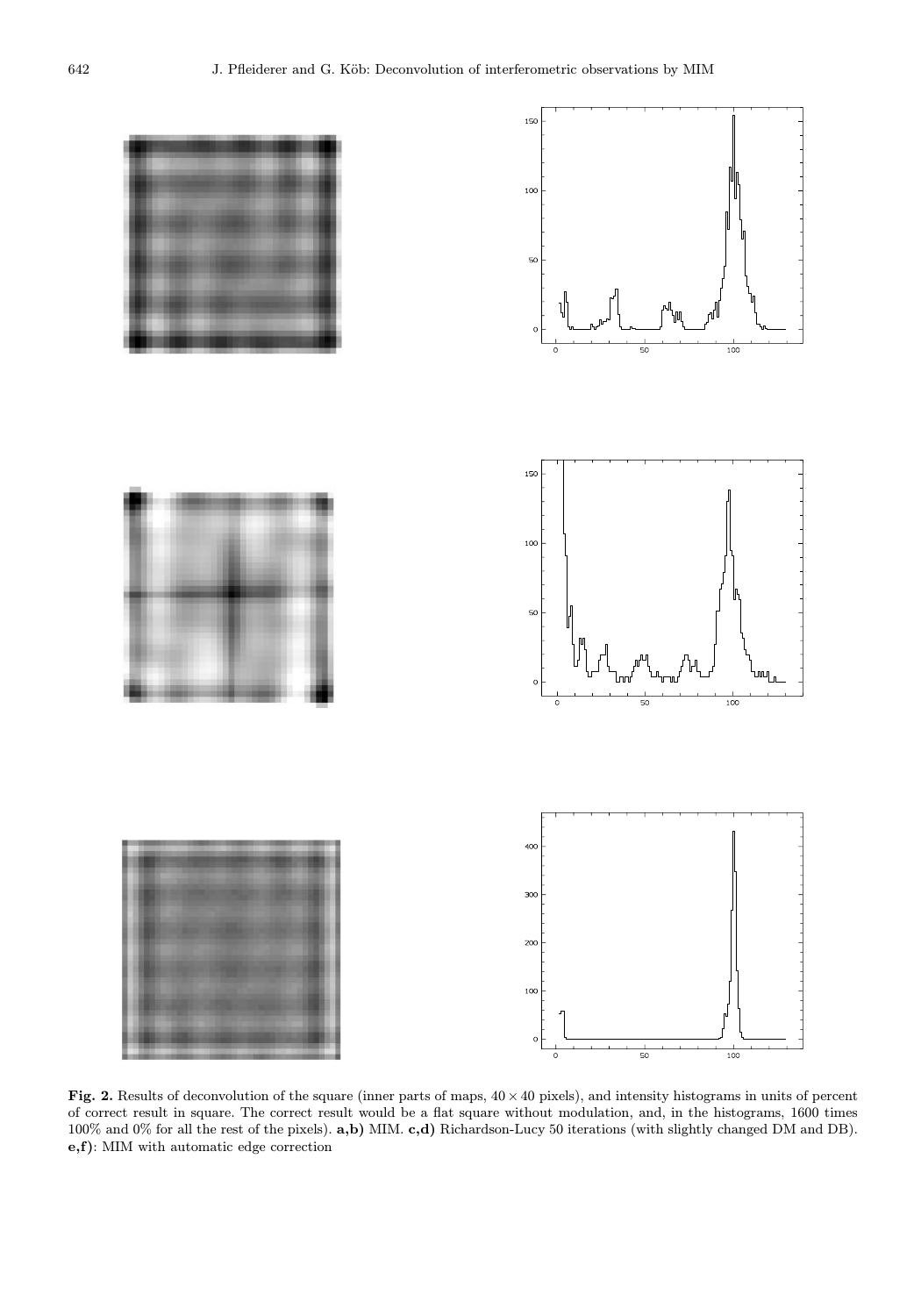**Fig. 2.** Results of deconvolution of the square (inner parts of maps, $40 \times 40$ pixels), and intensity histograms in units of percent of correct result in square. The correct result would be a flat square without modulation, and, in the histograms, 1600 times 100% and 0% for all the rest of the pixels). **a,b)** MIM. **c,d)** Richardson-Lucy 50 iterations (with slightly changed DM and DB). **e,f)**: MIM with automatic edge correction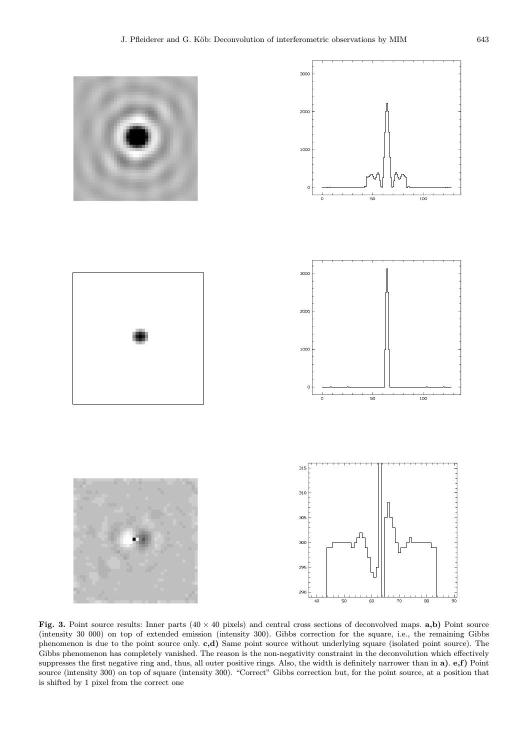3000

2000

1000

0

0 50 100

3000

2000

1000

0

0 50 100

315

310

305

300

295

290

40 50 60 70 80 90

**Fig. 3.** Point source results: Inner parts (40 × 40 pixels) and central cross sections of deconvolved maps. **a,b)** Point source (intensity 30 000) on top of extended emission (intensity 300). Gibbs correction for the square, i.e., the remaining Gibbs phenomenon is due to the point source only. **c,d)** Same point source without underlying square (isolated point source). The Gibbs phenomenon has completely vanished. The reason is the non-negativity constraint in the deconvolution which effectively suppresses the first negative ring and, thus, all outer positive rings. Also, the width is definitely narrower than in **a)**. **e,f)** Point source (intensity 300) on top of square (intensity 300). "Correct" Gibbs correction but, for the point source, at a position that is shifted by 1 pixel from the correct one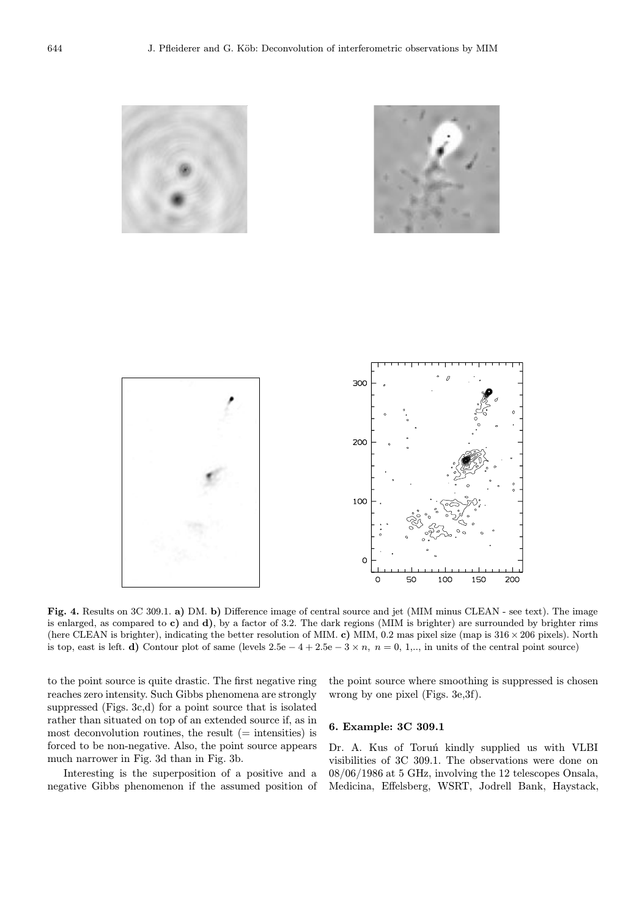300
200
100
0
0 50 100 150 200

**Fig. 4.** Results on 3C 309.1. **a)** DM. **b)** Difference image of central source and jet (MIM minus CLEAN - see text). The image is enlarged, as compared to **c)** and **d)**, by a factor of 3.2. The dark regions (MIM is brighter) are surrounded by brighter rims (here CLEAN is brighter), indicating the better resolution of MIM. **c)** MIM, 0.2 mas pixel size (map is $316 \times 206$ pixels). North is top, east is left. **d)** Contour plot of same (levels $2.5\text{e}-4 + 2.5\text{e}-3 \times n,\ n = 0, 1, ..$, in units of the central point source)

to the point source is quite drastic. The first negative ring reaches zero intensity. Such Gibbs phenomena are strongly suppressed (Figs. 3c,d) for a point source that is isolated rather than situated on top of an extended source if, as in most deconvolution routines, the result (= intensities) is forced to be non-negative. Also, the point source appears much narrower in Fig. 3d than in Fig. 3b.

Interesting is the superposition of a positive and a negative Gibbs phenomenon if the assumed position of the point source where smoothing is suppressed is chosen wrong by one pixel (Figs. 3e,3f).

### 6. Example: 3C 309.1

Dr. A. Kus of Toruń kindly supplied us with VLBI visibilities of 3C 309.1. The observations were done on 08/06/1986 at 5 GHz, involving the 12 telescopes Onsala, Medicina, Effelsberg, WSRT, Jodrell Bank, Haystack,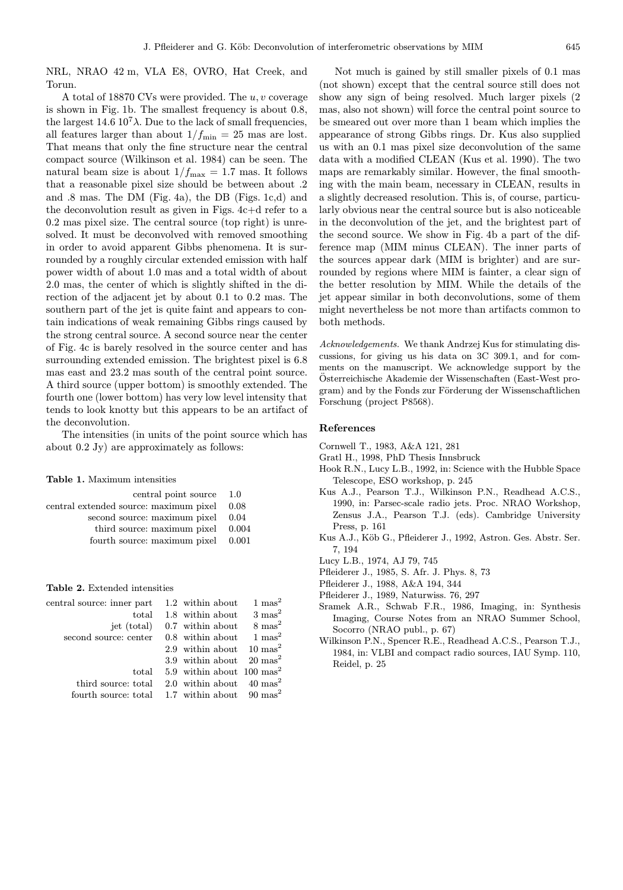NRL, NRAO 42 m, VLA E8, OVRO, Hat Creek, and Torun.

A total of 18870 CVs were provided. The $u, v$ coverage is shown in Fig. 1b. The smallest frequency is about 0.8, the largest $14.6\ 10^7\lambda$. Due to the lack of small frequencies, all features larger than about $1/f_{\min} = 25$ mas are lost. That means that only the fine structure near the central compact source (Wilkinson et al. 1984) can be seen. The natural beam size is about $1/f_{\max} = 1.7$ mas. It follows that a reasonable pixel size should be between about .2 and .8 mas. The DM (Fig. 4a), the DB (Figs. 1c,d) and the deconvolution result as given in Figs. 4c+d refer to a 0.2 mas pixel size. The central source (top right) is unresolved. It must be deconvolved with removed smoothing in order to avoid apparent Gibbs phenomena. It is surrounded by a roughly circular extended emission with half power width of about 1.0 mas and a total width of about 2.0 mas, the center of which is slightly shifted in the direction of the adjacent jet by about 0.1 to 0.2 mas. The southern part of the jet is quite faint and appears to contain indications of weak remaining Gibbs rings caused by the strong central source. A second source near the center of Fig. 4c is barely resolved in the source center and has surrounding extended emission. The brightest pixel is 6.8 mas east and 23.2 mas south of the central point source. A third source (upper bottom) is smoothly extended. The fourth one (lower bottom) has very low level intensity that tends to look knotty but this appears to be an artifact of the deconvolution.

The intensities (in units of the point source which has about 0.2 Jy) are approximately as follows:

**Table 1.** Maximum intensities

| | |
|---|---|
| central point source | 1.0 |
| central extended source: maximum pixel | 0.08 |
| second source: maximum pixel | 0.04 |
| third source: maximum pixel | 0.004 |
| fourth source: maximum pixel | 0.001 |

**Table 2.** Extended intensities

| | | | |
|---|---|---|---|
| central source: inner part | 1.2 | within about | 1 mas$^2$ |
| total | 1.8 | within about | 3 mas$^2$ |
| jet (total) | 0.7 | within about | 8 mas$^2$ |
| second source: center | 0.8 | within about | 1 mas$^2$ |
| | 2.9 | within about | 10 mas$^2$ |
| | 3.9 | within about | 20 mas$^2$ |
| total | 5.9 | within about | 100 mas$^2$ |
| third source: total | 2.0 | within about | 40 mas$^2$ |
| fourth source: total | 1.7 | within about | 90 mas$^2$ |

Not much is gained by still smaller pixels of 0.1 mas (not shown) except that the central source still does not show any sign of being resolved. Much larger pixels (2 mas, also not shown) will force the central point source to be smeared out over more than 1 beam which implies the appearance of strong Gibbs rings. Dr. Kus also supplied us with an 0.1 mas pixel size deconvolution of the same data with a modified CLEAN (Kus et al. 1990). The two maps are remarkably similar. However, the final smoothing with the main beam, necessary in CLEAN, results in a slightly decreased resolution. This is, of course, particularly obvious near the central source but is also noticeable in the deconvolution of the jet, and the brightest part of the second source. We show in Fig. 4b a part of the difference map (MIM minus CLEAN). The inner parts of the sources appear dark (MIM is brighter) and are surrounded by regions where MIM is fainter, a clear sign of the better resolution by MIM. While the details of the jet appear similar in both deconvolutions, some of them might nevertheless be not more than artifacts common to both methods.

*Acknowledgements.* We thank Andrzej Kus for stimulating discussions, for giving us his data on 3C 309.1, and for comments on the manuscript. We acknowledge support by the Österreichische Akademie der Wissenschaften (East-West program) and by the Fonds zur Förderung der Wissenschaftlichen Forschung (project P8568).

## References

Cornwell T., 1983, A&A 121, 281

Gratl H., 1998, PhD Thesis Innsbruck

Hook R.N., Lucy L.B., 1992, in: Science with the Hubble Space Telescope, ESO workshop, p. 245

Kus A.J., Pearson T.J., Wilkinson P.N., Readhead A.C.S., 1990, in: Parsec-scale radio jets. Proc. NRAO Workshop, Zensus J.A., Pearson T.J. (eds). Cambridge University Press, p. 161

Kus A.J., Köb G., Pfleiderer J., 1992, Astron. Ges. Abstr. Ser. 7, 194

Lucy L.B., 1974, AJ 79, 745

Pfleiderer J., 1985, S. Afr. J. Phys. 8, 73

Pfleiderer J., 1988, A&A 194, 344

Pfleiderer J., 1989, Naturwiss. 76, 297

Sramek A.R., Schwab F.R., 1986, Imaging, in: Synthesis Imaging, Course Notes from an NRAO Summer School, Socorro (NRAO publ., p. 67)

Wilkinson P.N., Spencer R.E., Readhead A.C.S., Pearson T.J., 1984, in: VLBI and compact radio sources, IAU Symp. 110, Reidel, p. 25